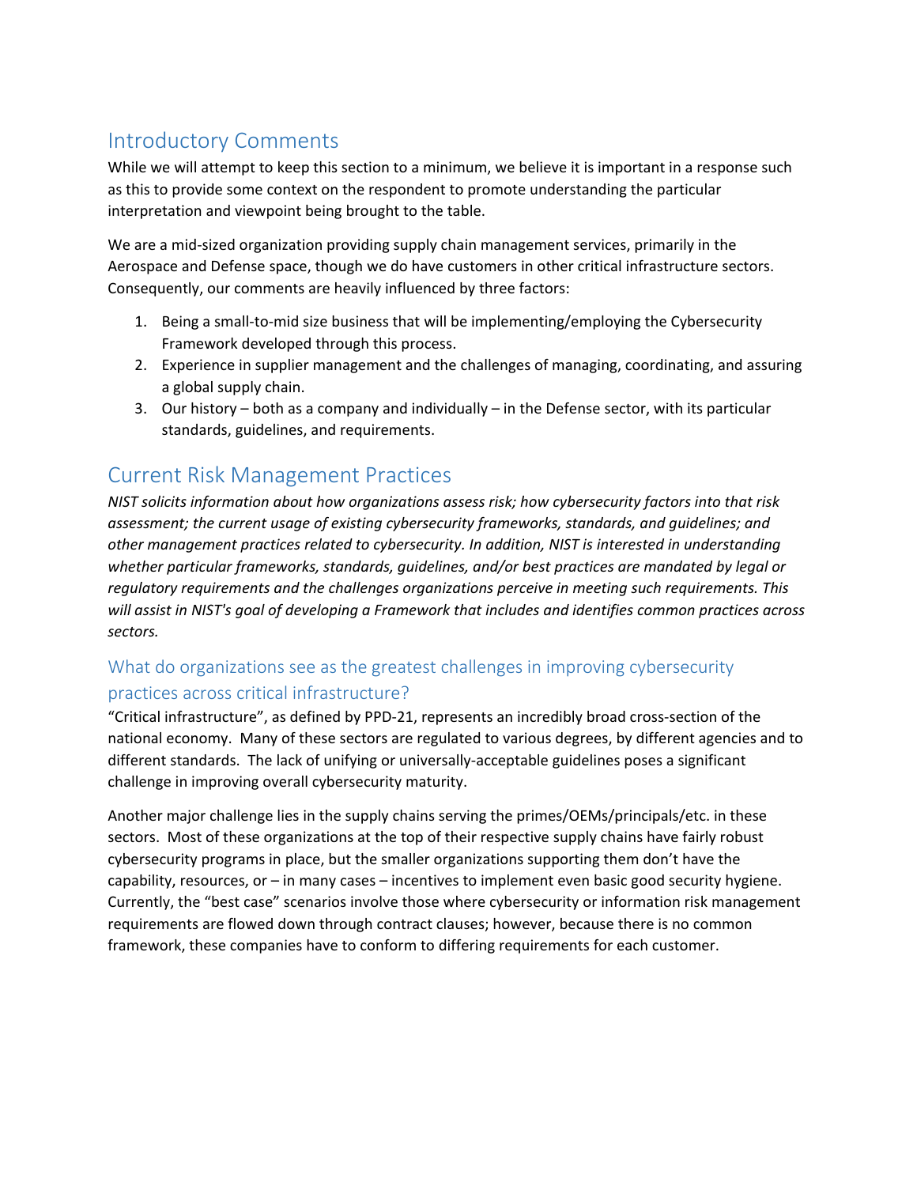# Introductory Comments

While we will attempt to keep this section to a minimum, we believe it is important in a response such as this to provide some context on the respondent to promote understanding the particular interpretation and viewpoint being brought to the table.

We are a mid-sized organization providing supply chain management services, primarily in the Aerospace and Defense space, though we do have customers in other critical infrastructure sectors. Consequently, our comments are heavily influenced by three factors:

1. Being a small-to-mid size business that will be implementing/employing the Cybersecurity Framework developed through this process.
2. Experience in supplier management and the challenges of managing, coordinating, and assuring a global supply chain.
3. Our history – both as a company and individually – in the Defense sector, with its particular standards, guidelines, and requirements.

# Current Risk Management Practices

*NIST solicits information about how organizations assess risk; how cybersecurity factors into that risk assessment; the current usage of existing cybersecurity frameworks, standards, and guidelines; and other management practices related to cybersecurity. In addition, NIST is interested in understanding whether particular frameworks, standards, guidelines, and/or best practices are mandated by legal or regulatory requirements and the challenges organizations perceive in meeting such requirements. This will assist in NIST's goal of developing a Framework that includes and identifies common practices across sectors.*

## What do organizations see as the greatest challenges in improving cybersecurity practices across critical infrastructure?

"Critical infrastructure", as defined by PPD-21, represents an incredibly broad cross-section of the national economy. Many of these sectors are regulated to various degrees, by different agencies and to different standards. The lack of unifying or universally-acceptable guidelines poses a significant challenge in improving overall cybersecurity maturity.

Another major challenge lies in the supply chains serving the primes/OEMs/principals/etc. in these sectors. Most of these organizations at the top of their respective supply chains have fairly robust cybersecurity programs in place, but the smaller organizations supporting them don't have the capability, resources, or – in many cases – incentives to implement even basic good security hygiene. Currently, the "best case" scenarios involve those where cybersecurity or information risk management requirements are flowed down through contract clauses; however, because there is no common framework, these companies have to conform to differing requirements for each customer.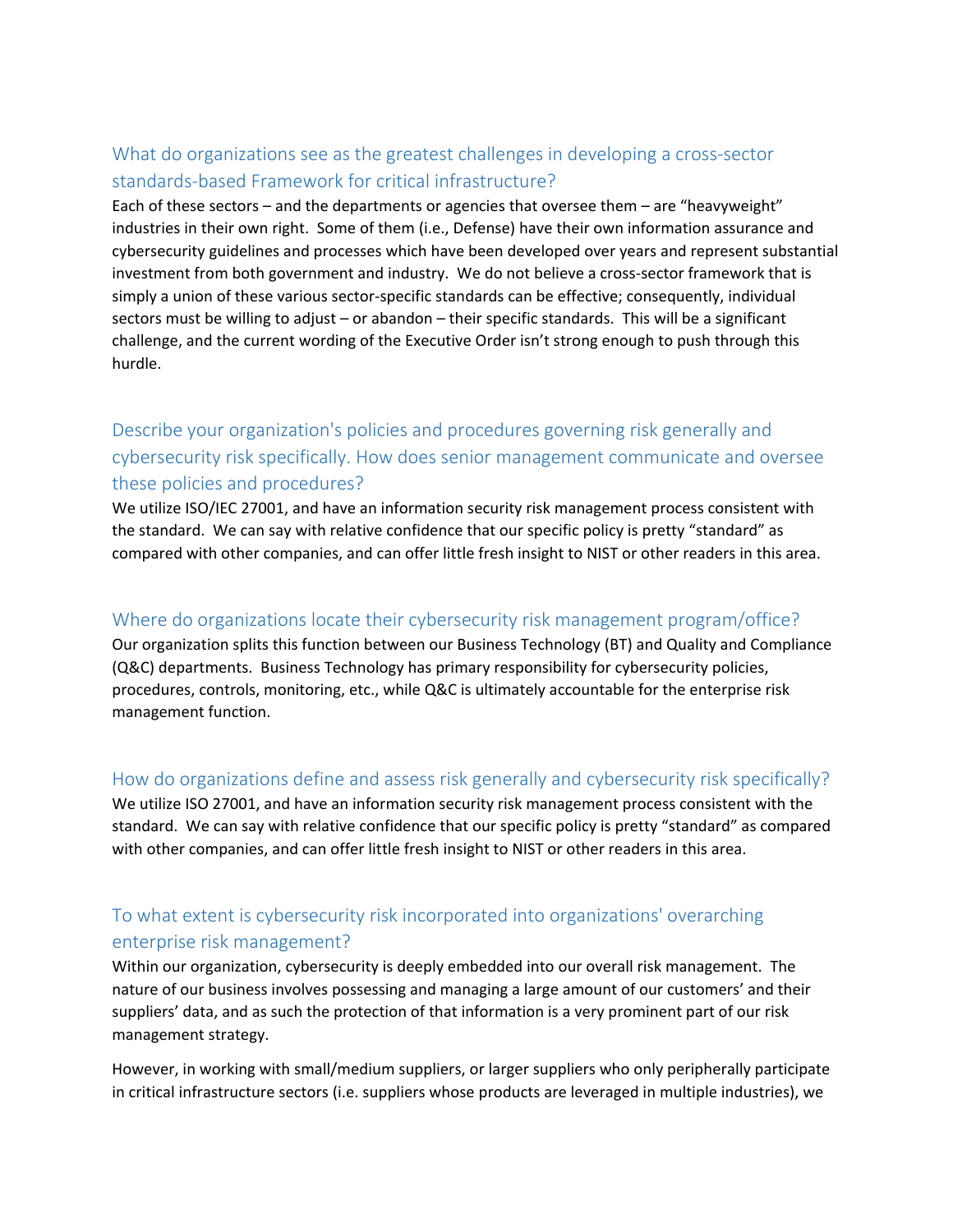## What do organizations see as the greatest challenges in developing a cross-sector standards-based Framework for critical infrastructure?

Each of these sectors – and the departments or agencies that oversee them – are "heavyweight" industries in their own right. Some of them (i.e., Defense) have their own information assurance and cybersecurity guidelines and processes which have been developed over years and represent substantial investment from both government and industry. We do not believe a cross-sector framework that is simply a union of these various sector-specific standards can be effective; consequently, individual sectors must be willing to adjust – or abandon – their specific standards. This will be a significant challenge, and the current wording of the Executive Order isn't strong enough to push through this hurdle.

## Describe your organization's policies and procedures governing risk generally and cybersecurity risk specifically. How does senior management communicate and oversee these policies and procedures?

We utilize ISO/IEC 27001, and have an information security risk management process consistent with the standard. We can say with relative confidence that our specific policy is pretty "standard" as compared with other companies, and can offer little fresh insight to NIST or other readers in this area.

## Where do organizations locate their cybersecurity risk management program/office?

Our organization splits this function between our Business Technology (BT) and Quality and Compliance (Q&C) departments. Business Technology has primary responsibility for cybersecurity policies, procedures, controls, monitoring, etc., while Q&C is ultimately accountable for the enterprise risk management function.

## How do organizations define and assess risk generally and cybersecurity risk specifically?

We utilize ISO 27001, and have an information security risk management process consistent with the standard. We can say with relative confidence that our specific policy is pretty "standard" as compared with other companies, and can offer little fresh insight to NIST or other readers in this area.

## To what extent is cybersecurity risk incorporated into organizations' overarching enterprise risk management?

Within our organization, cybersecurity is deeply embedded into our overall risk management. The nature of our business involves possessing and managing a large amount of our customers' and their suppliers' data, and as such the protection of that information is a very prominent part of our risk management strategy.

However, in working with small/medium suppliers, or larger suppliers who only peripherally participate in critical infrastructure sectors (i.e. suppliers whose products are leveraged in multiple industries), we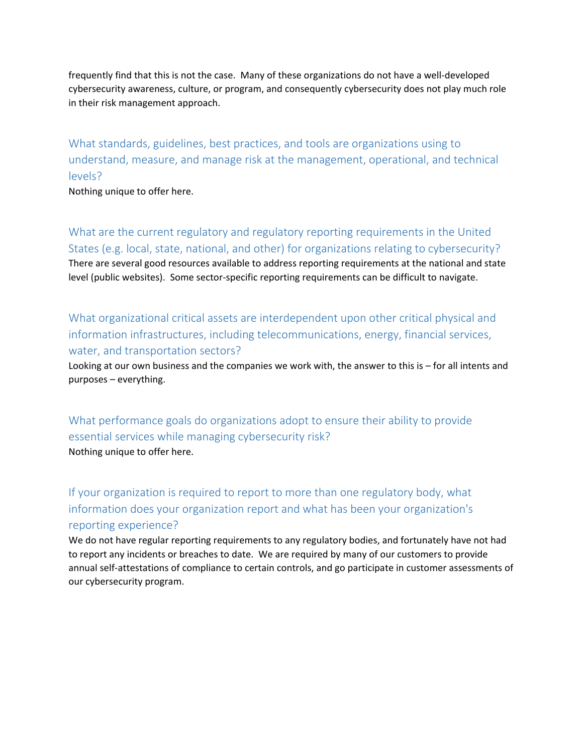frequently find that this is not the case. Many of these organizations do not have a well-developed cybersecurity awareness, culture, or program, and consequently cybersecurity does not play much role in their risk management approach.

## What standards, guidelines, best practices, and tools are organizations using to understand, measure, and manage risk at the management, operational, and technical levels?

Nothing unique to offer here.

## What are the current regulatory and regulatory reporting requirements in the United States (e.g. local, state, national, and other) for organizations relating to cybersecurity?

There are several good resources available to address reporting requirements at the national and state level (public websites). Some sector-specific reporting requirements can be difficult to navigate.

## What organizational critical assets are interdependent upon other critical physical and information infrastructures, including telecommunications, energy, financial services, water, and transportation sectors?

Looking at our own business and the companies we work with, the answer to this is – for all intents and purposes – everything.

## What performance goals do organizations adopt to ensure their ability to provide essential services while managing cybersecurity risk?

Nothing unique to offer here.

## If your organization is required to report to more than one regulatory body, what information does your organization report and what has been your organization's reporting experience?

We do not have regular reporting requirements to any regulatory bodies, and fortunately have not had to report any incidents or breaches to date. We are required by many of our customers to provide annual self-attestations of compliance to certain controls, and go participate in customer assessments of our cybersecurity program.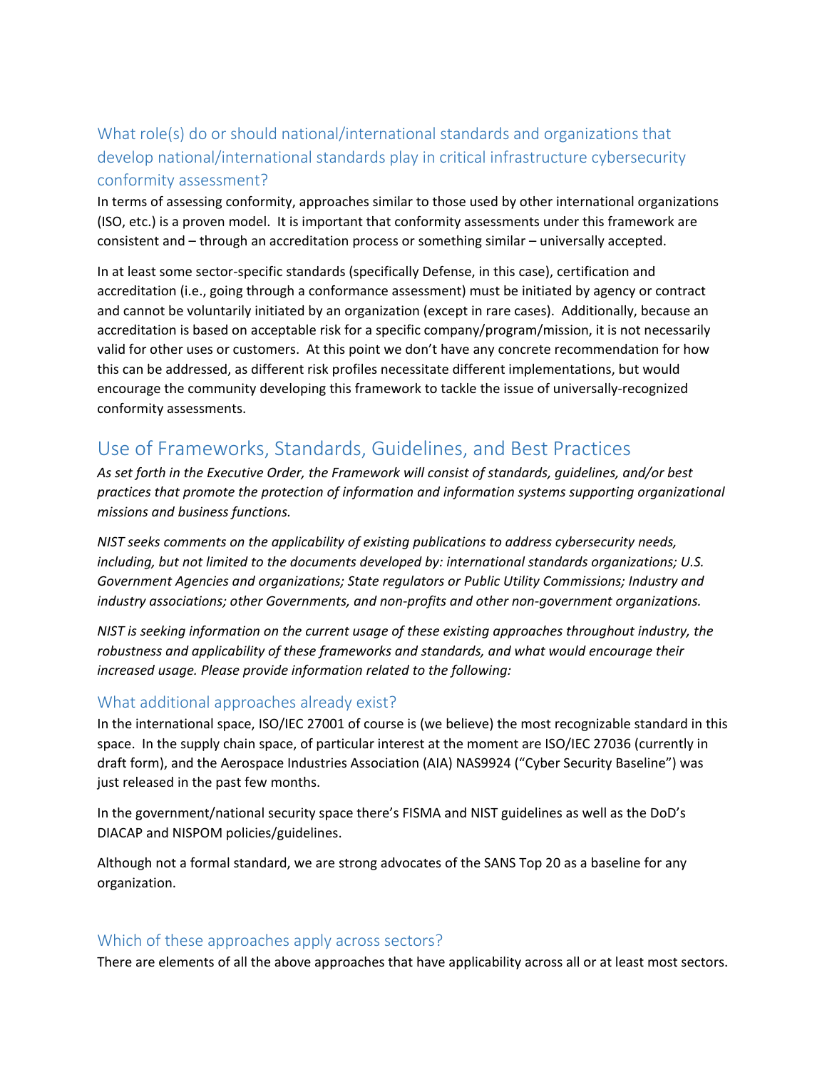### What role(s) do or should national/international standards and organizations that develop national/international standards play in critical infrastructure cybersecurity conformity assessment?

In terms of assessing conformity, approaches similar to those used by other international organizations (ISO, etc.) is a proven model. It is important that conformity assessments under this framework are consistent and – through an accreditation process or something similar – universally accepted.

In at least some sector-specific standards (specifically Defense, in this case), certification and accreditation (i.e., going through a conformance assessment) must be initiated by agency or contract and cannot be voluntarily initiated by an organization (except in rare cases). Additionally, because an accreditation is based on acceptable risk for a specific company/program/mission, it is not necessarily valid for other uses or customers. At this point we don't have any concrete recommendation for how this can be addressed, as different risk profiles necessitate different implementations, but would encourage the community developing this framework to tackle the issue of universally-recognized conformity assessments.

## Use of Frameworks, Standards, Guidelines, and Best Practices

*As set forth in the Executive Order, the Framework will consist of standards, guidelines, and/or best practices that promote the protection of information and information systems supporting organizational missions and business functions.*

*NIST seeks comments on the applicability of existing publications to address cybersecurity needs, including, but not limited to the documents developed by: international standards organizations; U.S. Government Agencies and organizations; State regulators or Public Utility Commissions; Industry and industry associations; other Governments, and non-profits and other non-government organizations.*

*NIST is seeking information on the current usage of these existing approaches throughout industry, the robustness and applicability of these frameworks and standards, and what would encourage their increased usage. Please provide information related to the following:*

### What additional approaches already exist?

In the international space, ISO/IEC 27001 of course is (we believe) the most recognizable standard in this space. In the supply chain space, of particular interest at the moment are ISO/IEC 27036 (currently in draft form), and the Aerospace Industries Association (AIA) NAS9924 ("Cyber Security Baseline") was just released in the past few months.

In the government/national security space there's FISMA and NIST guidelines as well as the DoD's DIACAP and NISPOM policies/guidelines.

Although not a formal standard, we are strong advocates of the SANS Top 20 as a baseline for any organization.

### Which of these approaches apply across sectors?

There are elements of all the above approaches that have applicability across all or at least most sectors.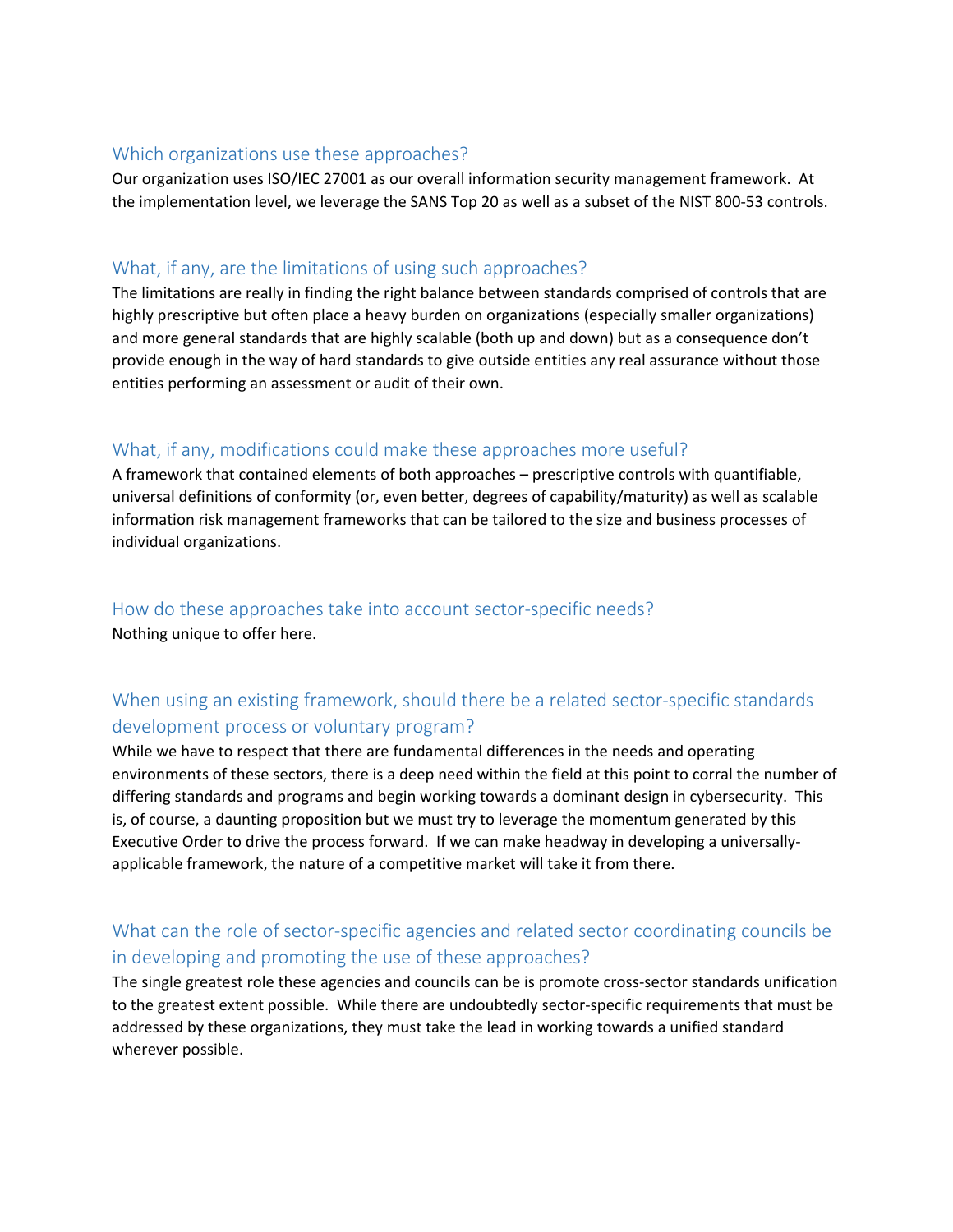## Which organizations use these approaches?

Our organization uses ISO/IEC 27001 as our overall information security management framework. At the implementation level, we leverage the SANS Top 20 as well as a subset of the NIST 800-53 controls.

## What, if any, are the limitations of using such approaches?

The limitations are really in finding the right balance between standards comprised of controls that are highly prescriptive but often place a heavy burden on organizations (especially smaller organizations) and more general standards that are highly scalable (both up and down) but as a consequence don't provide enough in the way of hard standards to give outside entities any real assurance without those entities performing an assessment or audit of their own.

## What, if any, modifications could make these approaches more useful?

A framework that contained elements of both approaches – prescriptive controls with quantifiable, universal definitions of conformity (or, even better, degrees of capability/maturity) as well as scalable information risk management frameworks that can be tailored to the size and business processes of individual organizations.

## How do these approaches take into account sector-specific needs?

Nothing unique to offer here.

## When using an existing framework, should there be a related sector-specific standards development process or voluntary program?

While we have to respect that there are fundamental differences in the needs and operating environments of these sectors, there is a deep need within the field at this point to corral the number of differing standards and programs and begin working towards a dominant design in cybersecurity. This is, of course, a daunting proposition but we must try to leverage the momentum generated by this Executive Order to drive the process forward. If we can make headway in developing a universally-applicable framework, the nature of a competitive market will take it from there.

## What can the role of sector-specific agencies and related sector coordinating councils be in developing and promoting the use of these approaches?

The single greatest role these agencies and councils can be is promote cross-sector standards unification to the greatest extent possible. While there are undoubtedly sector-specific requirements that must be addressed by these organizations, they must take the lead in working towards a unified standard wherever possible.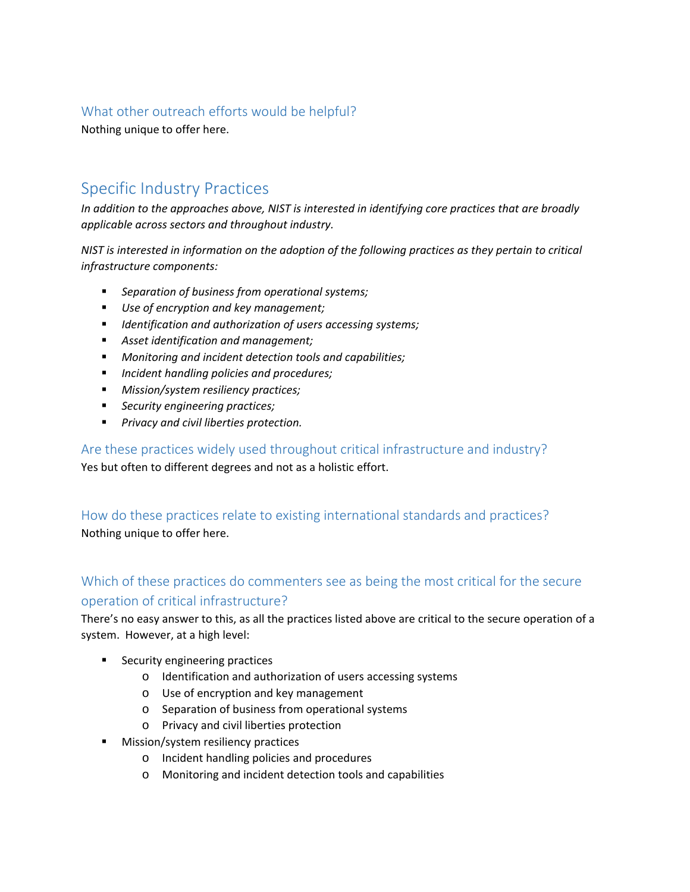### What other outreach efforts would be helpful?

Nothing unique to offer here.

## Specific Industry Practices

*In addition to the approaches above, NIST is interested in identifying core practices that are broadly applicable across sectors and throughout industry.*

*NIST is interested in information on the adoption of the following practices as they pertain to critical infrastructure components:*

- *Separation of business from operational systems;*
- *Use of encryption and key management;*
- *Identification and authorization of users accessing systems;*
- *Asset identification and management;*
- *Monitoring and incident detection tools and capabilities;*
- *Incident handling policies and procedures;*
- *Mission/system resiliency practices;*
- *Security engineering practices;*
- *Privacy and civil liberties protection.*

### Are these practices widely used throughout critical infrastructure and industry?

Yes but often to different degrees and not as a holistic effort.

### How do these practices relate to existing international standards and practices?

Nothing unique to offer here.

### Which of these practices do commenters see as being the most critical for the secure operation of critical infrastructure?

There's no easy answer to this, as all the practices listed above are critical to the secure operation of a system. However, at a high level:

- Security engineering practices
  - Identification and authorization of users accessing systems
  - Use of encryption and key management
  - Separation of business from operational systems
  - Privacy and civil liberties protection
- Mission/system resiliency practices
  - Incident handling policies and procedures
  - Monitoring and incident detection tools and capabilities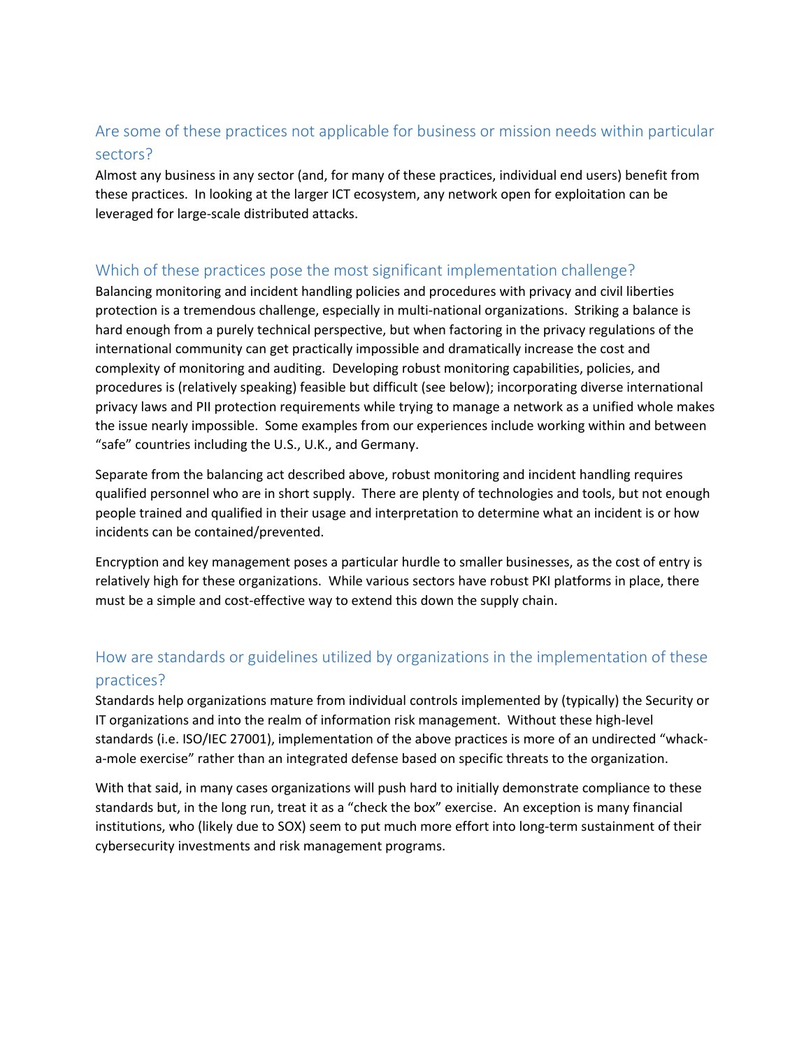## Are some of these practices not applicable for business or mission needs within particular sectors?

Almost any business in any sector (and, for many of these practices, individual end users) benefit from these practices. In looking at the larger ICT ecosystem, any network open for exploitation can be leveraged for large-scale distributed attacks.

## Which of these practices pose the most significant implementation challenge?

Balancing monitoring and incident handling policies and procedures with privacy and civil liberties protection is a tremendous challenge, especially in multi-national organizations. Striking a balance is hard enough from a purely technical perspective, but when factoring in the privacy regulations of the international community can get practically impossible and dramatically increase the cost and complexity of monitoring and auditing. Developing robust monitoring capabilities, policies, and procedures is (relatively speaking) feasible but difficult (see below); incorporating diverse international privacy laws and PII protection requirements while trying to manage a network as a unified whole makes the issue nearly impossible. Some examples from our experiences include working within and between "safe" countries including the U.S., U.K., and Germany.

Separate from the balancing act described above, robust monitoring and incident handling requires qualified personnel who are in short supply. There are plenty of technologies and tools, but not enough people trained and qualified in their usage and interpretation to determine what an incident is or how incidents can be contained/prevented.

Encryption and key management poses a particular hurdle to smaller businesses, as the cost of entry is relatively high for these organizations. While various sectors have robust PKI platforms in place, there must be a simple and cost-effective way to extend this down the supply chain.

## How are standards or guidelines utilized by organizations in the implementation of these practices?

Standards help organizations mature from individual controls implemented by (typically) the Security or IT organizations and into the realm of information risk management. Without these high-level standards (i.e. ISO/IEC 27001), implementation of the above practices is more of an undirected "whack-a-mole exercise" rather than an integrated defense based on specific threats to the organization.

With that said, in many cases organizations will push hard to initially demonstrate compliance to these standards but, in the long run, treat it as a "check the box" exercise. An exception is many financial institutions, who (likely due to SOX) seem to put much more effort into long-term sustainment of their cybersecurity investments and risk management programs.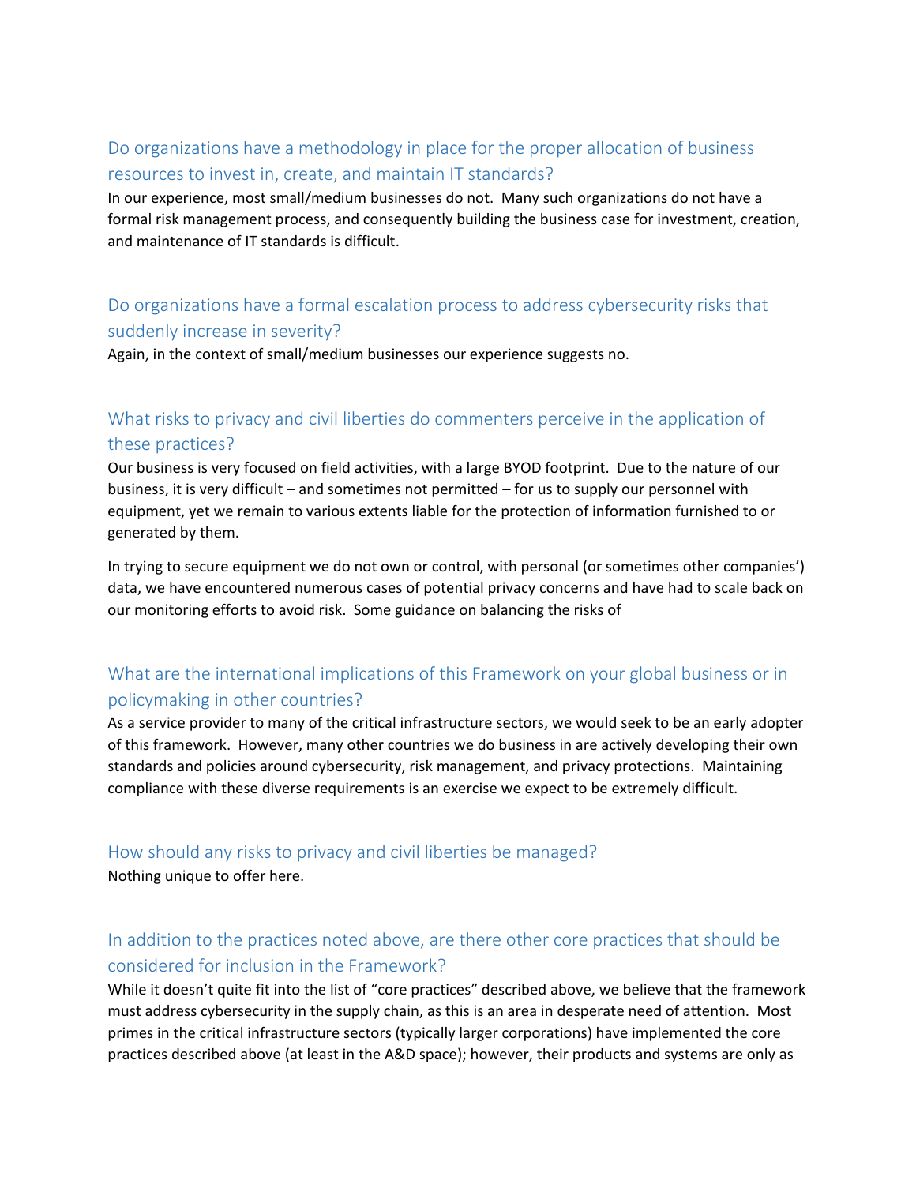## Do organizations have a methodology in place for the proper allocation of business resources to invest in, create, and maintain IT standards?

In our experience, most small/medium businesses do not. Many such organizations do not have a formal risk management process, and consequently building the business case for investment, creation, and maintenance of IT standards is difficult.

## Do organizations have a formal escalation process to address cybersecurity risks that suddenly increase in severity?

Again, in the context of small/medium businesses our experience suggests no.

## What risks to privacy and civil liberties do commenters perceive in the application of these practices?

Our business is very focused on field activities, with a large BYOD footprint. Due to the nature of our business, it is very difficult – and sometimes not permitted – for us to supply our personnel with equipment, yet we remain to various extents liable for the protection of information furnished to or generated by them.

In trying to secure equipment we do not own or control, with personal (or sometimes other companies') data, we have encountered numerous cases of potential privacy concerns and have had to scale back on our monitoring efforts to avoid risk. Some guidance on balancing the risks of

## What are the international implications of this Framework on your global business or in policymaking in other countries?

As a service provider to many of the critical infrastructure sectors, we would seek to be an early adopter of this framework. However, many other countries we do business in are actively developing their own standards and policies around cybersecurity, risk management, and privacy protections. Maintaining compliance with these diverse requirements is an exercise we expect to be extremely difficult.

## How should any risks to privacy and civil liberties be managed?

Nothing unique to offer here.

## In addition to the practices noted above, are there other core practices that should be considered for inclusion in the Framework?

While it doesn't quite fit into the list of "core practices" described above, we believe that the framework must address cybersecurity in the supply chain, as this is an area in desperate need of attention. Most primes in the critical infrastructure sectors (typically larger corporations) have implemented the core practices described above (at least in the A&D space); however, their products and systems are only as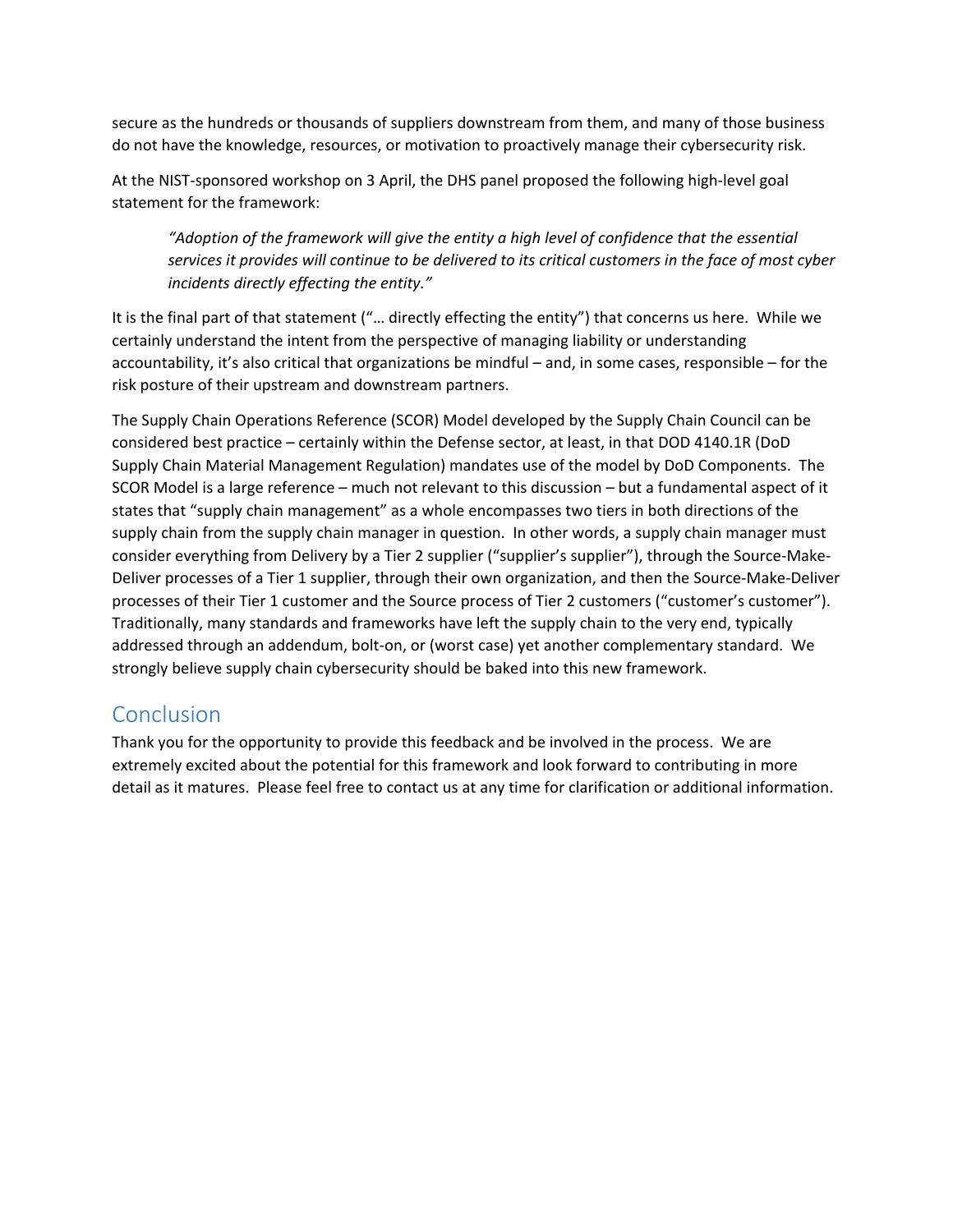secure as the hundreds or thousands of suppliers downstream from them, and many of those business do not have the knowledge, resources, or motivation to proactively manage their cybersecurity risk.

At the NIST-sponsored workshop on 3 April, the DHS panel proposed the following high-level goal statement for the framework:

> *"Adoption of the framework will give the entity a high level of confidence that the essential services it provides will continue to be delivered to its critical customers in the face of most cyber incidents directly effecting the entity."*

It is the final part of that statement ("… directly effecting the entity") that concerns us here. While we certainly understand the intent from the perspective of managing liability or understanding accountability, it's also critical that organizations be mindful – and, in some cases, responsible – for the risk posture of their upstream and downstream partners.

The Supply Chain Operations Reference (SCOR) Model developed by the Supply Chain Council can be considered best practice – certainly within the Defense sector, at least, in that DOD 4140.1R (DoD Supply Chain Material Management Regulation) mandates use of the model by DoD Components. The SCOR Model is a large reference – much not relevant to this discussion – but a fundamental aspect of it states that "supply chain management" as a whole encompasses two tiers in both directions of the supply chain from the supply chain manager in question. In other words, a supply chain manager must consider everything from Delivery by a Tier 2 supplier ("supplier's supplier"), through the Source-Make-Deliver processes of a Tier 1 supplier, through their own organization, and then the Source-Make-Deliver processes of their Tier 1 customer and the Source process of Tier 2 customers ("customer's customer"). Traditionally, many standards and frameworks have left the supply chain to the very end, typically addressed through an addendum, bolt-on, or (worst case) yet another complementary standard. We strongly believe supply chain cybersecurity should be baked into this new framework.

## Conclusion

Thank you for the opportunity to provide this feedback and be involved in the process. We are extremely excited about the potential for this framework and look forward to contributing in more detail as it matures. Please feel free to contact us at any time for clarification or additional information.